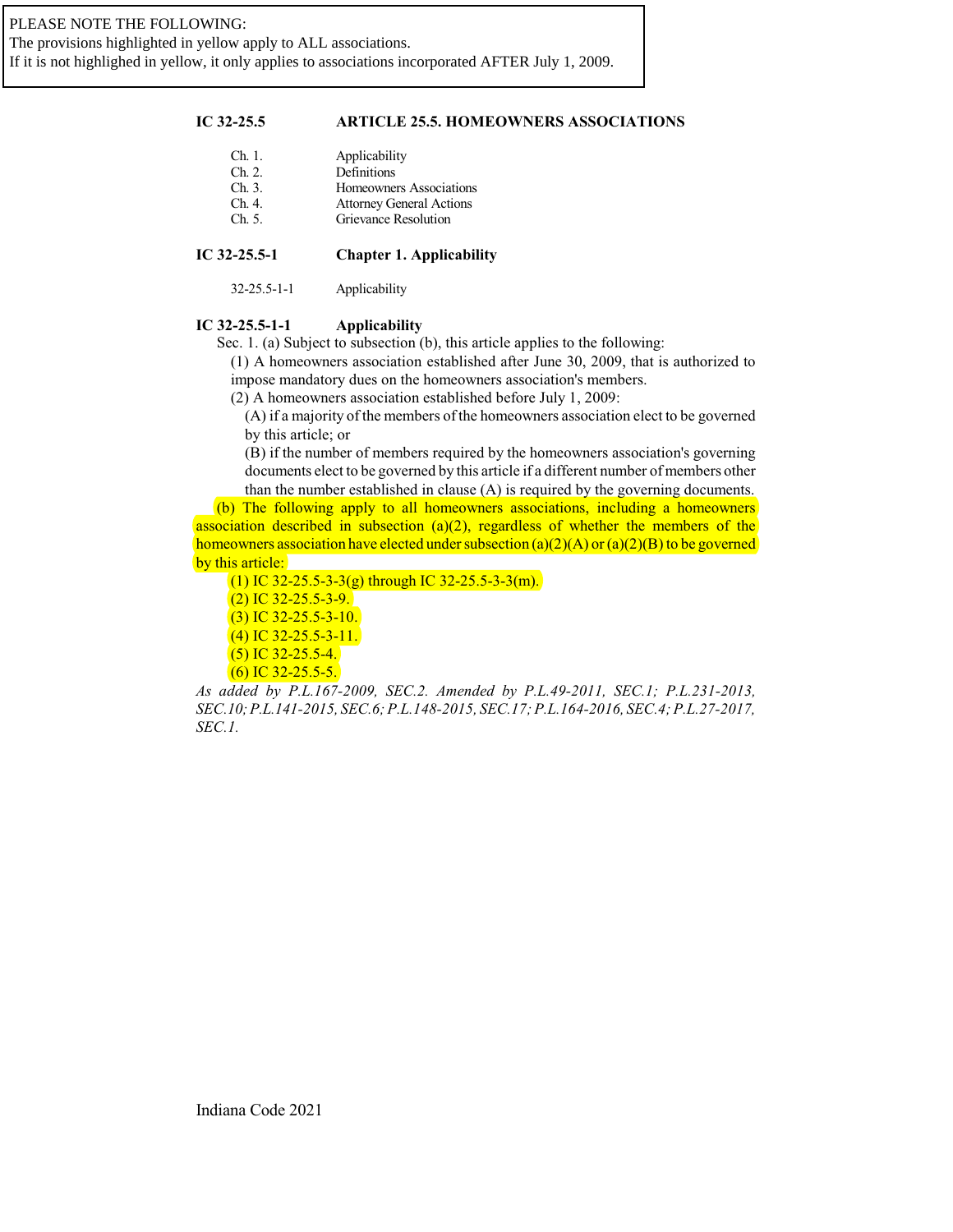PLEASE NOTE THE FOLLOWING:
The provisions highlighted in yellow apply to ALL associations.
If it is not highlighed in yellow, it only applies to associations incorporated AFTER July 1, 2009.

## IC 32-25.5 ARTICLE 25.5. HOMEOWNERS ASSOCIATIONS

| | |
|---|---|
| Ch. 1. | Applicability |
| Ch. 2. | Definitions |
| Ch. 3. | Homeowners Associations |
| Ch. 4. | Attorney General Actions |
| Ch. 5. | Grievance Resolution |

### IC 32-25.5-1 Chapter 1. Applicability

32-25.5-1-1 Applicability

### IC 32-25.5-1-1 Applicability

Sec. 1. (a) Subject to subsection (b), this article applies to the following:

(1) A homeowners association established after June 30, 2009, that is authorized to impose mandatory dues on the homeowners association's members.

(2) A homeowners association established before July 1, 2009:

(A) if a majority of the members of the homeowners association elect to be governed by this article; or

(B) if the number of members required by the homeowners association's governing documents elect to be governed by this article if a different number of members other than the number established in clause (A) is required by the governing documents.

(b) The following apply to all homeowners associations, including a homeowners association described in subsection (a)(2), regardless of whether the members of the homeowners association have elected under subsection (a)(2)(A) or (a)(2)(B) to be governed by this article:

(1) IC 32-25.5-3-3(g) through IC 32-25.5-3-3(m).

(2) IC 32-25.5-3-9.

(3) IC 32-25.5-3-10.

(4) IC 32-25.5-3-11.

(5) IC 32-25.5-4.

(6) IC 32-25.5-5.

*As added by P.L.167-2009, SEC.2. Amended by P.L.49-2011, SEC.1; P.L.231-2013, SEC.10; P.L.141-2015, SEC.6; P.L.148-2015, SEC.17; P.L.164-2016, SEC.4; P.L.27-2017, SEC.1.*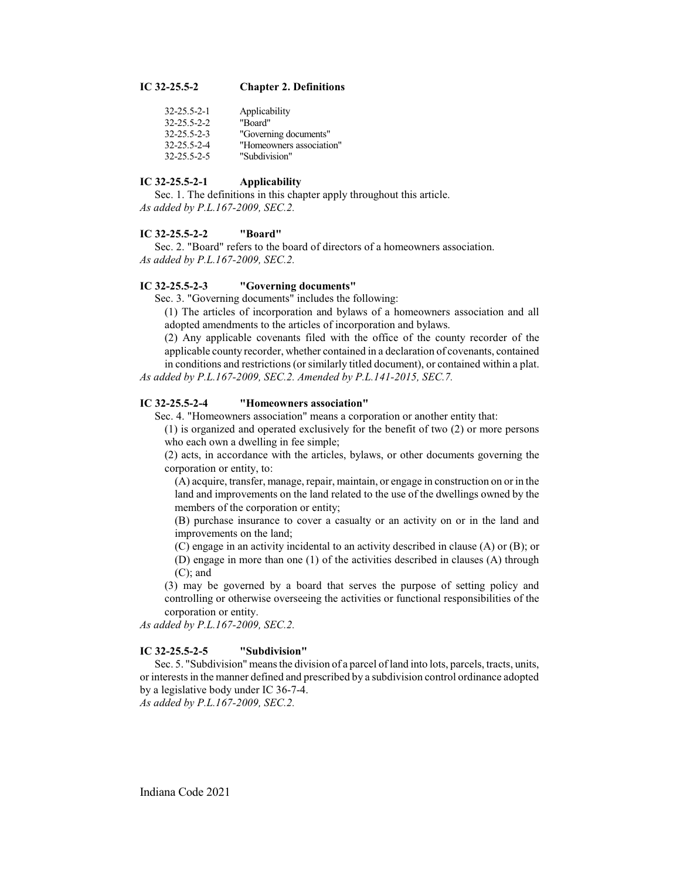## IC 32-25.5-2 Chapter 2. Definitions

| | |
|---|---|
| 32-25.5-2-1 | Applicability |
| 32-25.5-2-2 | "Board" |
| 32-25.5-2-3 | "Governing documents" |
| 32-25.5-2-4 | "Homeowners association" |
| 32-25.5-2-5 | "Subdivision" |

### IC 32-25.5-2-1 Applicability

Sec. 1. The definitions in this chapter apply throughout this article.
*As added by P.L.167-2009, SEC.2.*

### IC 32-25.5-2-2 "Board"

Sec. 2. "Board" refers to the board of directors of a homeowners association.
*As added by P.L.167-2009, SEC.2.*

### IC 32-25.5-2-3 "Governing documents"

Sec. 3. "Governing documents" includes the following:

(1) The articles of incorporation and bylaws of a homeowners association and all adopted amendments to the articles of incorporation and bylaws.

(2) Any applicable covenants filed with the office of the county recorder of the applicable county recorder, whether contained in a declaration of covenants, contained in conditions and restrictions (or similarly titled document), or contained within a plat.

*As added by P.L.167-2009, SEC.2. Amended by P.L.141-2015, SEC.7.*

### IC 32-25.5-2-4 "Homeowners association"

Sec. 4. "Homeowners association" means a corporation or another entity that:

(1) is organized and operated exclusively for the benefit of two (2) or more persons who each own a dwelling in fee simple;

(2) acts, in accordance with the articles, bylaws, or other documents governing the corporation or entity, to:

(A) acquire, transfer, manage, repair, maintain, or engage in construction on or in the land and improvements on the land related to the use of the dwellings owned by the members of the corporation or entity;

(B) purchase insurance to cover a casualty or an activity on or in the land and improvements on the land;

(C) engage in an activity incidental to an activity described in clause (A) or (B); or

(D) engage in more than one (1) of the activities described in clauses (A) through (C); and

(3) may be governed by a board that serves the purpose of setting policy and controlling or otherwise overseeing the activities or functional responsibilities of the corporation or entity.

*As added by P.L.167-2009, SEC.2.*

### IC 32-25.5-2-5 "Subdivision"

Sec. 5. "Subdivision" means the division of a parcel of land into lots, parcels, tracts, units, or interests in the manner defined and prescribed by a subdivision control ordinance adopted by a legislative body under IC 36-7-4.
*As added by P.L.167-2009, SEC.2.*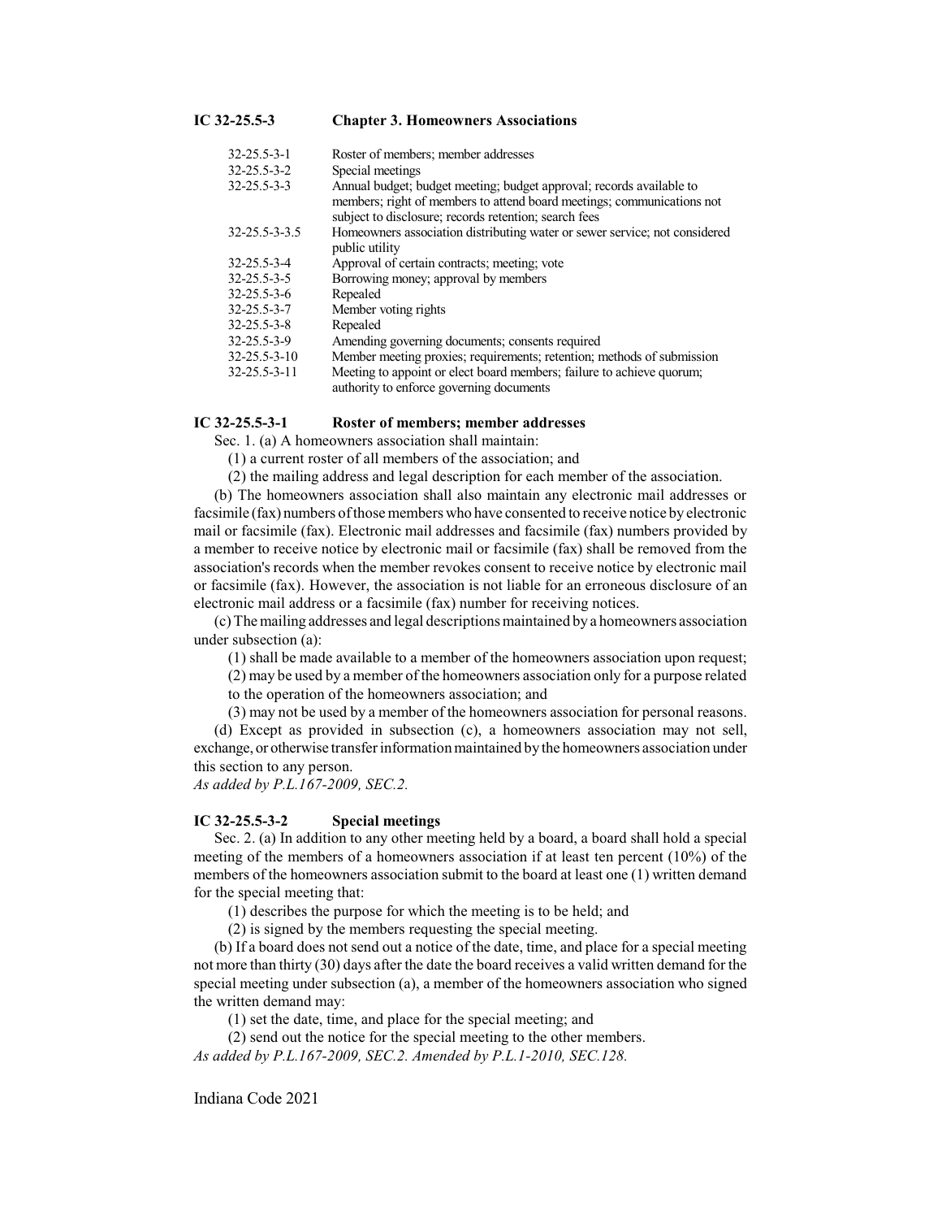## IC 32-25.5-3 Chapter 3. Homeowners Associations

| | |
|---|---|
| 32-25.5-3-1 | Roster of members; member addresses |
| 32-25.5-3-2 | Special meetings |
| 32-25.5-3-3 | Annual budget; budget meeting; budget approval; records available to members; right of members to attend board meetings; communications not subject to disclosure; records retention; search fees |
| 32-25.5-3-3.5 | Homeowners association distributing water or sewer service; not considered public utility |
| 32-25.5-3-4 | Approval of certain contracts; meeting; vote |
| 32-25.5-3-5 | Borrowing money; approval by members |
| 32-25.5-3-6 | Repealed |
| 32-25.5-3-7 | Member voting rights |
| 32-25.5-3-8 | Repealed |
| 32-25.5-3-9 | Amending governing documents; consents required |
| 32-25.5-3-10 | Member meeting proxies; requirements; retention; methods of submission |
| 32-25.5-3-11 | Meeting to appoint or elect board members; failure to achieve quorum; authority to enforce governing documents |

### IC 32-25.5-3-1 Roster of members; member addresses

Sec. 1. (a) A homeowners association shall maintain:

(1) a current roster of all members of the association; and

(2) the mailing address and legal description for each member of the association.

(b) The homeowners association shall also maintain any electronic mail addresses or facsimile (fax) numbers of those members who have consented to receive notice by electronic mail or facsimile (fax). Electronic mail addresses and facsimile (fax) numbers provided by a member to receive notice by electronic mail or facsimile (fax) shall be removed from the association's records when the member revokes consent to receive notice by electronic mail or facsimile (fax). However, the association is not liable for an erroneous disclosure of an electronic mail address or a facsimile (fax) number for receiving notices.

(c) The mailing addresses and legal descriptions maintained by a homeowners association under subsection (a):

(1) shall be made available to a member of the homeowners association upon request;

(2) may be used by a member of the homeowners association only for a purpose related to the operation of the homeowners association; and

(3) may not be used by a member of the homeowners association for personal reasons.

(d) Except as provided in subsection (c), a homeowners association may not sell, exchange, or otherwise transfer information maintained by the homeowners association under this section to any person.

*As added by P.L.167-2009, SEC.2.*

### IC 32-25.5-3-2 Special meetings

Sec. 2. (a) In addition to any other meeting held by a board, a board shall hold a special meeting of the members of a homeowners association if at least ten percent (10%) of the members of the homeowners association submit to the board at least one (1) written demand for the special meeting that:

(1) describes the purpose for which the meeting is to be held; and

(2) is signed by the members requesting the special meeting.

(b) If a board does not send out a notice of the date, time, and place for a special meeting not more than thirty (30) days after the date the board receives a valid written demand for the special meeting under subsection (a), a member of the homeowners association who signed the written demand may:

(1) set the date, time, and place for the special meeting; and

(2) send out the notice for the special meeting to the other members.

*As added by P.L.167-2009, SEC.2. Amended by P.L.1-2010, SEC.128.*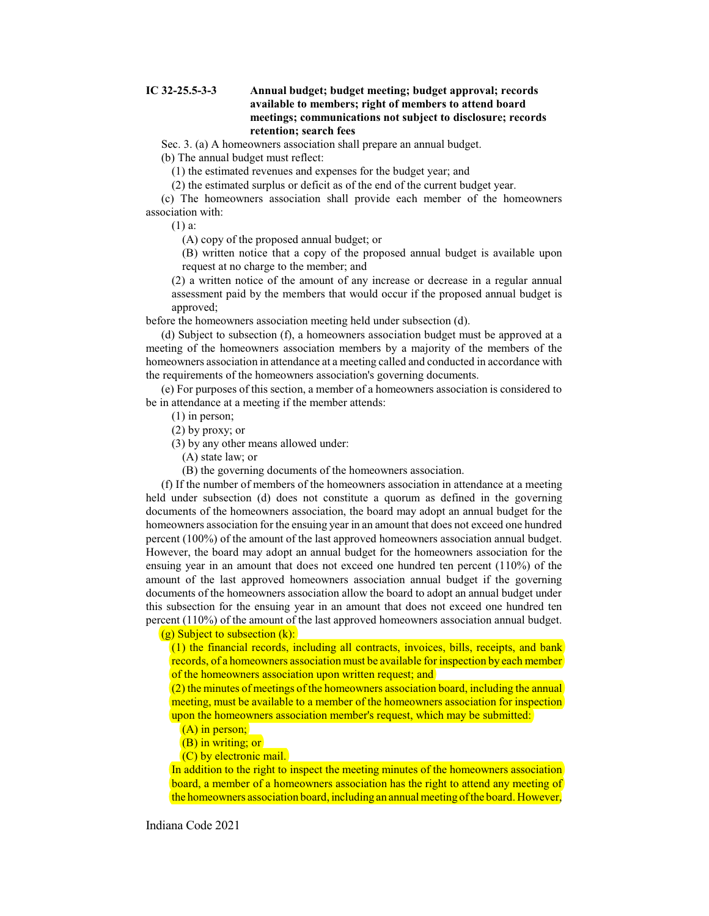**IC 32-25.5-3-3 Annual budget; budget meeting; budget approval; records available to members; right of members to attend board meetings; communications not subject to disclosure; records retention; search fees**

Sec. 3. (a) A homeowners association shall prepare an annual budget.

(b) The annual budget must reflect:

(1) the estimated revenues and expenses for the budget year; and

(2) the estimated surplus or deficit as of the end of the current budget year.

(c) The homeowners association shall provide each member of the homeowners association with:

(1) a:

(A) copy of the proposed annual budget; or

(B) written notice that a copy of the proposed annual budget is available upon request at no charge to the member; and

(2) a written notice of the amount of any increase or decrease in a regular annual assessment paid by the members that would occur if the proposed annual budget is approved;

before the homeowners association meeting held under subsection (d).

(d) Subject to subsection (f), a homeowners association budget must be approved at a meeting of the homeowners association members by a majority of the members of the homeowners association in attendance at a meeting called and conducted in accordance with the requirements of the homeowners association's governing documents.

(e) For purposes of this section, a member of a homeowners association is considered to be in attendance at a meeting if the member attends:

(1) in person;

(2) by proxy; or

(3) by any other means allowed under:

(A) state law; or

(B) the governing documents of the homeowners association.

(f) If the number of members of the homeowners association in attendance at a meeting held under subsection (d) does not constitute a quorum as defined in the governing documents of the homeowners association, the board may adopt an annual budget for the homeowners association for the ensuing year in an amount that does not exceed one hundred percent (100%) of the amount of the last approved homeowners association annual budget. However, the board may adopt an annual budget for the homeowners association for the ensuing year in an amount that does not exceed one hundred ten percent (110%) of the amount of the last approved homeowners association annual budget if the governing documents of the homeowners association allow the board to adopt an annual budget under this subsection for the ensuing year in an amount that does not exceed one hundred ten percent (110%) of the amount of the last approved homeowners association annual budget.

(g) Subject to subsection (k):

(1) the financial records, including all contracts, invoices, bills, receipts, and bank records, of a homeowners association must be available for inspection by each member of the homeowners association upon written request; and

(2) the minutes of meetings of the homeowners association board, including the annual meeting, must be available to a member of the homeowners association for inspection upon the homeowners association member's request, which may be submitted:

(A) in person;

(B) in writing; or

(C) by electronic mail.

In addition to the right to inspect the meeting minutes of the homeowners association board, a member of a homeowners association has the right to attend any meeting of the homeowners association board, including an annual meeting of the board. However,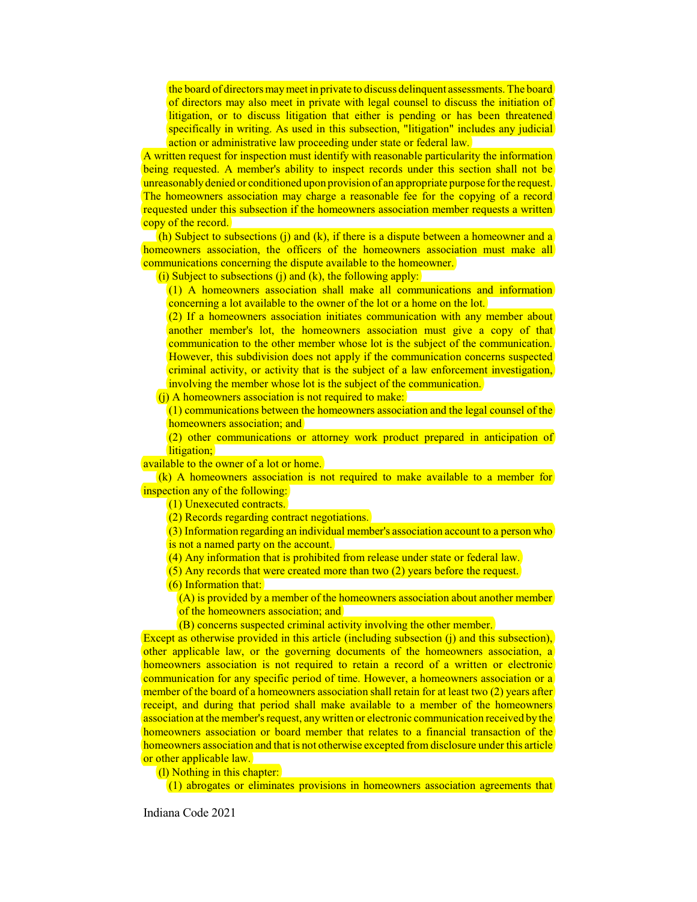the board of directors may meet in private to discuss delinquent assessments. The board of directors may also meet in private with legal counsel to discuss the initiation of litigation, or to discuss litigation that either is pending or has been threatened specifically in writing. As used in this subsection, "litigation" includes any judicial action or administrative law proceeding under state or federal law.

A written request for inspection must identify with reasonable particularity the information being requested. A member's ability to inspect records under this section shall not be unreasonably denied or conditioned upon provision of an appropriate purpose for the request. The homeowners association may charge a reasonable fee for the copying of a record requested under this subsection if the homeowners association member requests a written copy of the record.

(h) Subject to subsections (j) and (k), if there is a dispute between a homeowner and a homeowners association, the officers of the homeowners association must make all communications concerning the dispute available to the homeowner.

(i) Subject to subsections (j) and (k), the following apply:

(1) A homeowners association shall make all communications and information concerning a lot available to the owner of the lot or a home on the lot.

(2) If a homeowners association initiates communication with any member about another member's lot, the homeowners association must give a copy of that communication to the other member whose lot is the subject of the communication. However, this subdivision does not apply if the communication concerns suspected criminal activity, or activity that is the subject of a law enforcement investigation, involving the member whose lot is the subject of the communication.

(j) A homeowners association is not required to make:

(1) communications between the homeowners association and the legal counsel of the homeowners association; and

(2) other communications or attorney work product prepared in anticipation of litigation;

available to the owner of a lot or home.

(k) A homeowners association is not required to make available to a member for inspection any of the following:

(1) Unexecuted contracts.

(2) Records regarding contract negotiations.

(3) Information regarding an individual member's association account to a person who is not a named party on the account.

(4) Any information that is prohibited from release under state or federal law.

(5) Any records that were created more than two (2) years before the request.

(6) Information that:

(A) is provided by a member of the homeowners association about another member of the homeowners association; and

(B) concerns suspected criminal activity involving the other member.

Except as otherwise provided in this article (including subsection (j) and this subsection), other applicable law, or the governing documents of the homeowners association, a homeowners association is not required to retain a record of a written or electronic communication for any specific period of time. However, a homeowners association or a member of the board of a homeowners association shall retain for at least two (2) years after receipt, and during that period shall make available to a member of the homeowners association at the member's request, any written or electronic communication received by the homeowners association or board member that relates to a financial transaction of the homeowners association and that is not otherwise excepted from disclosure under this article or other applicable law.

(l) Nothing in this chapter:

(1) abrogates or eliminates provisions in homeowners association agreements that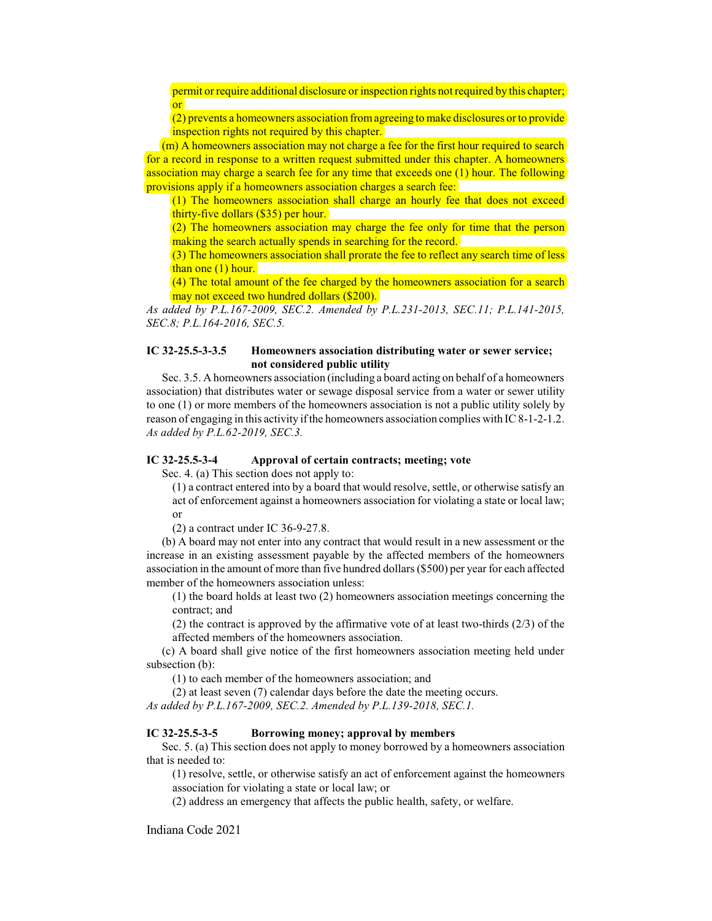permit or require additional disclosure or inspection rights not required by this chapter; or

(2) prevents a homeowners association from agreeing to make disclosures or to provide inspection rights not required by this chapter.

(m) A homeowners association may not charge a fee for the first hour required to search for a record in response to a written request submitted under this chapter. A homeowners association may charge a search fee for any time that exceeds one (1) hour. The following provisions apply if a homeowners association charges a search fee:

(1) The homeowners association shall charge an hourly fee that does not exceed thirty-five dollars ($35) per hour.

(2) The homeowners association may charge the fee only for time that the person making the search actually spends in searching for the record.

(3) The homeowners association shall prorate the fee to reflect any search time of less than one (1) hour.

(4) The total amount of the fee charged by the homeowners association for a search may not exceed two hundred dollars ($200).

*As added by P.L.167-2009, SEC.2. Amended by P.L.231-2013, SEC.11; P.L.141-2015, SEC.8; P.L.164-2016, SEC.5.*

### IC 32-25.5-3-3.5 Homeowners association distributing water or sewer service; not considered public utility

Sec. 3.5. A homeowners association (including a board acting on behalf of a homeowners association) that distributes water or sewage disposal service from a water or sewer utility to one (1) or more members of the homeowners association is not a public utility solely by reason of engaging in this activity if the homeowners association complies with IC 8-1-2-1.2.
*As added by P.L.62-2019, SEC.3.*

### IC 32-25.5-3-4 Approval of certain contracts; meeting; vote

Sec. 4. (a) This section does not apply to:

(1) a contract entered into by a board that would resolve, settle, or otherwise satisfy an act of enforcement against a homeowners association for violating a state or local law; or

(2) a contract under IC 36-9-27.8.

(b) A board may not enter into any contract that would result in a new assessment or the increase in an existing assessment payable by the affected members of the homeowners association in the amount of more than five hundred dollars ($500) per year for each affected member of the homeowners association unless:

(1) the board holds at least two (2) homeowners association meetings concerning the contract; and

(2) the contract is approved by the affirmative vote of at least two-thirds (2/3) of the affected members of the homeowners association.

(c) A board shall give notice of the first homeowners association meeting held under subsection (b):

(1) to each member of the homeowners association; and

(2) at least seven (7) calendar days before the date the meeting occurs.

*As added by P.L.167-2009, SEC.2. Amended by P.L.139-2018, SEC.1.*

### IC 32-25.5-3-5 Borrowing money; approval by members

Sec. 5. (a) This section does not apply to money borrowed by a homeowners association that is needed to:

(1) resolve, settle, or otherwise satisfy an act of enforcement against the homeowners association for violating a state or local law; or

(2) address an emergency that affects the public health, safety, or welfare.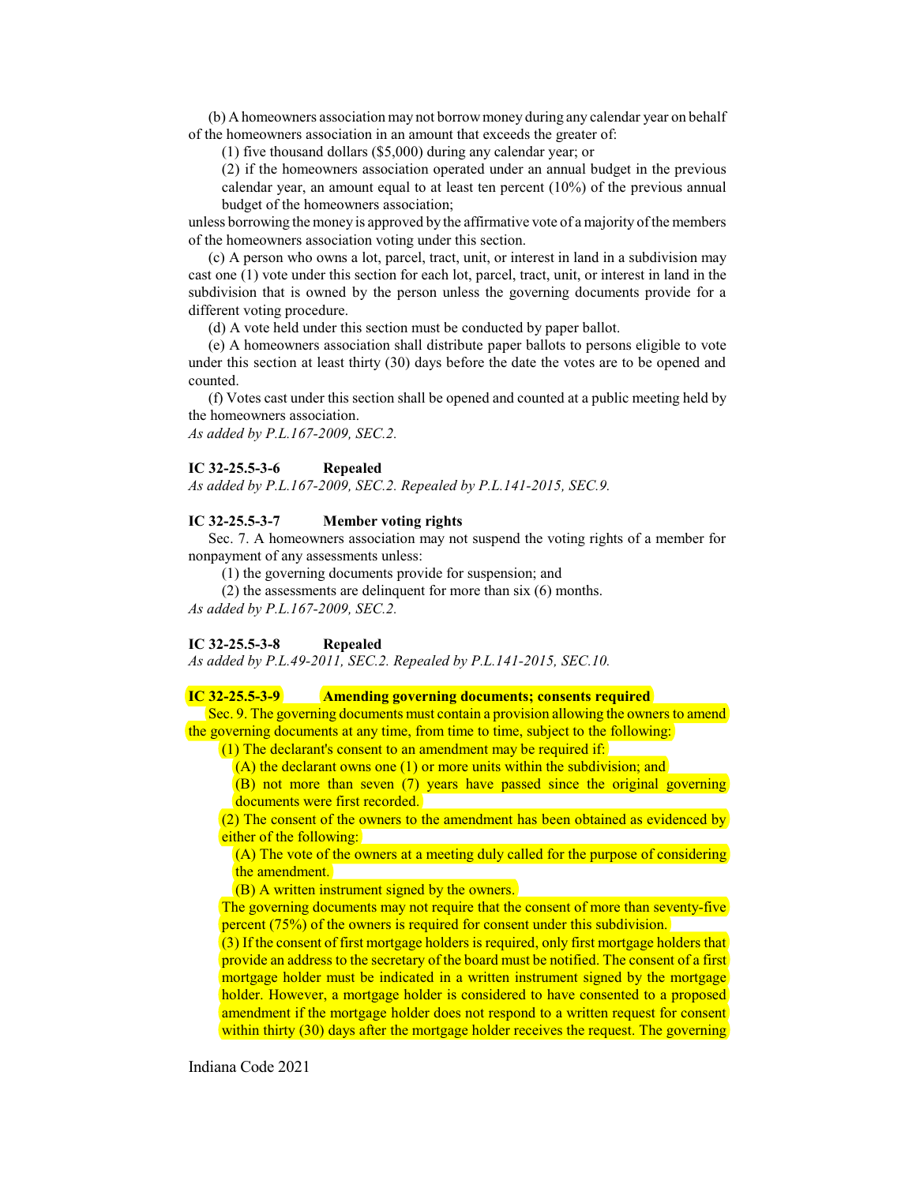(b) A homeowners association may not borrow money during any calendar year on behalf of the homeowners association in an amount that exceeds the greater of:

(1) five thousand dollars ($5,000) during any calendar year; or

(2) if the homeowners association operated under an annual budget in the previous calendar year, an amount equal to at least ten percent (10%) of the previous annual budget of the homeowners association;

unless borrowing the money is approved by the affirmative vote of a majority of the members of the homeowners association voting under this section.

(c) A person who owns a lot, parcel, tract, unit, or interest in land in a subdivision may cast one (1) vote under this section for each lot, parcel, tract, unit, or interest in land in the subdivision that is owned by the person unless the governing documents provide for a different voting procedure.

(d) A vote held under this section must be conducted by paper ballot.

(e) A homeowners association shall distribute paper ballots to persons eligible to vote under this section at least thirty (30) days before the date the votes are to be opened and counted.

(f) Votes cast under this section shall be opened and counted at a public meeting held by the homeowners association.

*As added by P.L.167-2009, SEC.2.*

**IC 32-25.5-3-6 Repealed**

*As added by P.L.167-2009, SEC.2. Repealed by P.L.141-2015, SEC.9.*

**IC 32-25.5-3-7 Member voting rights**

Sec. 7. A homeowners association may not suspend the voting rights of a member for nonpayment of any assessments unless:

(1) the governing documents provide for suspension; and

(2) the assessments are delinquent for more than six (6) months.

*As added by P.L.167-2009, SEC.2.*

**IC 32-25.5-3-8 Repealed**

*As added by P.L.49-2011, SEC.2. Repealed by P.L.141-2015, SEC.10.*

**IC 32-25.5-3-9 Amending governing documents; consents required**

Sec. 9. The governing documents must contain a provision allowing the owners to amend the governing documents at any time, from time to time, subject to the following:

(1) The declarant's consent to an amendment may be required if:

(A) the declarant owns one (1) or more units within the subdivision; and

(B) not more than seven (7) years have passed since the original governing documents were first recorded.

(2) The consent of the owners to the amendment has been obtained as evidenced by either of the following:

(A) The vote of the owners at a meeting duly called for the purpose of considering the amendment.

(B) A written instrument signed by the owners.

The governing documents may not require that the consent of more than seventy-five percent (75%) of the owners is required for consent under this subdivision.

(3) If the consent of first mortgage holders is required, only first mortgage holders that provide an address to the secretary of the board must be notified. The consent of a first mortgage holder must be indicated in a written instrument signed by the mortgage holder. However, a mortgage holder is considered to have consented to a proposed amendment if the mortgage holder does not respond to a written request for consent within thirty (30) days after the mortgage holder receives the request. The governing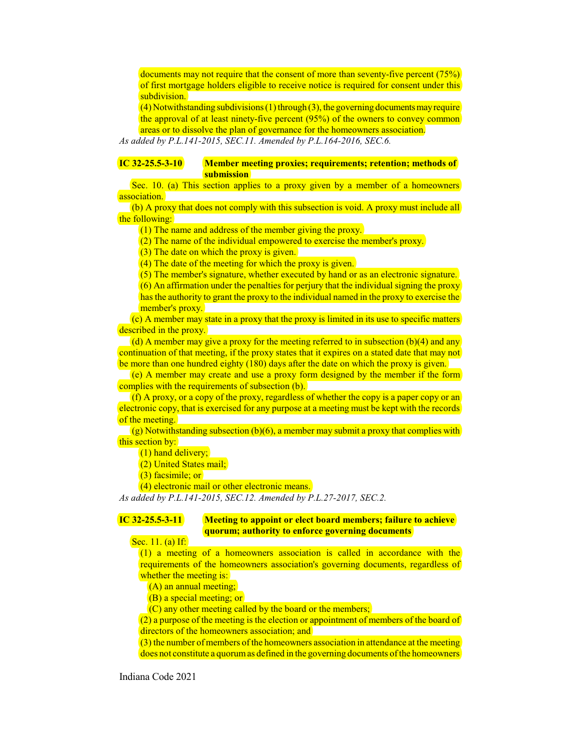documents may not require that the consent of more than seventy-five percent (75%) of first mortgage holders eligible to receive notice is required for consent under this subdivision.

(4) Notwithstanding subdivisions (1) through (3), the governing documents may require the approval of at least ninety-five percent (95%) of the owners to convey common areas or to dissolve the plan of governance for the homeowners association.

*As added by P.L.141-2015, SEC.11. Amended by P.L.164-2016, SEC.6.*

**IC 32-25.5-3-10 Member meeting proxies; requirements; retention; methods of submission**

Sec. 10. (a) This section applies to a proxy given by a member of a homeowners association.

(b) A proxy that does not comply with this subsection is void. A proxy must include all the following:

(1) The name and address of the member giving the proxy.

(2) The name of the individual empowered to exercise the member's proxy.

(3) The date on which the proxy is given.

(4) The date of the meeting for which the proxy is given.

(5) The member's signature, whether executed by hand or as an electronic signature.

(6) An affirmation under the penalties for perjury that the individual signing the proxy has the authority to grant the proxy to the individual named in the proxy to exercise the member's proxy.

(c) A member may state in a proxy that the proxy is limited in its use to specific matters described in the proxy.

(d) A member may give a proxy for the meeting referred to in subsection (b)(4) and any continuation of that meeting, if the proxy states that it expires on a stated date that may not be more than one hundred eighty (180) days after the date on which the proxy is given.

(e) A member may create and use a proxy form designed by the member if the form complies with the requirements of subsection (b).

(f) A proxy, or a copy of the proxy, regardless of whether the copy is a paper copy or an electronic copy, that is exercised for any purpose at a meeting must be kept with the records of the meeting.

(g) Notwithstanding subsection (b)(6), a member may submit a proxy that complies with this section by:

(1) hand delivery;

(2) United States mail;

(3) facsimile; or

(4) electronic mail or other electronic means.

*As added by P.L.141-2015, SEC.12. Amended by P.L.27-2017, SEC.2.*

**IC 32-25.5-3-11 Meeting to appoint or elect board members; failure to achieve quorum; authority to enforce governing documents**

Sec. 11. (a) If:

(1) a meeting of a homeowners association is called in accordance with the requirements of the homeowners association's governing documents, regardless of whether the meeting is:

(A) an annual meeting;

(B) a special meeting; or

(C) any other meeting called by the board or the members;

(2) a purpose of the meeting is the election or appointment of members of the board of directors of the homeowners association; and

(3) the number of members of the homeowners association in attendance at the meeting does not constitute a quorum as defined in the governing documents of the homeowners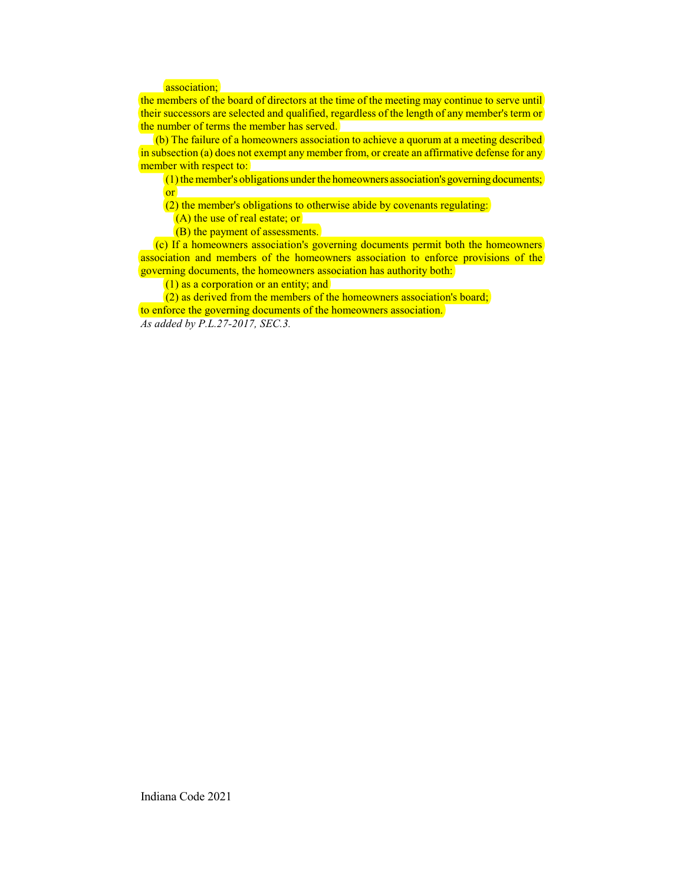association;

the members of the board of directors at the time of the meeting may continue to serve until their successors are selected and qualified, regardless of the length of any member's term or the number of terms the member has served.

(b) The failure of a homeowners association to achieve a quorum at a meeting described in subsection (a) does not exempt any member from, or create an affirmative defense for any member with respect to:

(1) the member's obligations under the homeowners association's governing documents; or

(2) the member's obligations to otherwise abide by covenants regulating:

(A) the use of real estate; or

(B) the payment of assessments.

(c) If a homeowners association's governing documents permit both the homeowners association and members of the homeowners association to enforce provisions of the governing documents, the homeowners association has authority both:

(1) as a corporation or an entity; and

(2) as derived from the members of the homeowners association's board;

to enforce the governing documents of the homeowners association.

*As added by P.L.27-2017, SEC.3.*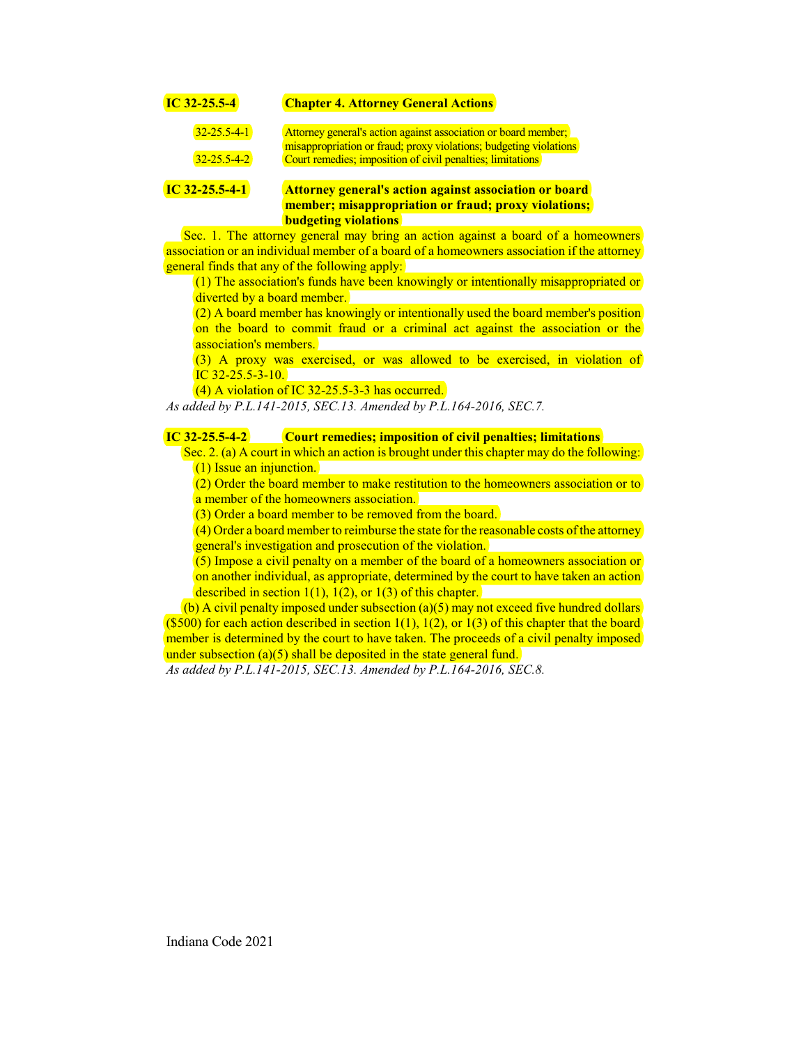## IC 32-25.5-4 Chapter 4. Attorney General Actions

32-25.5-4-1 Attorney general's action against association or board member; misappropriation or fraud; proxy violations; budgeting violations
32-25.5-4-2 Court remedies; imposition of civil penalties; limitations

### IC 32-25.5-4-1 Attorney general's action against association or board member; misappropriation or fraud; proxy violations; budgeting violations

Sec. 1. The attorney general may bring an action against a board of a homeowners association or an individual member of a board of a homeowners association if the attorney general finds that any of the following apply:

(1) The association's funds have been knowingly or intentionally misappropriated or diverted by a board member.
(2) A board member has knowingly or intentionally used the board member's position on the board to commit fraud or a criminal act against the association or the association's members.
(3) A proxy was exercised, or was allowed to be exercised, in violation of IC 32-25.5-3-10.
(4) A violation of IC 32-25.5-3-3 has occurred.

*As added by P.L.141-2015, SEC.13. Amended by P.L.164-2016, SEC.7.*

### IC 32-25.5-4-2 Court remedies; imposition of civil penalties; limitations

Sec. 2. (a) A court in which an action is brought under this chapter may do the following:

(1) Issue an injunction.
(2) Order the board member to make restitution to the homeowners association or to a member of the homeowners association.
(3) Order a board member to be removed from the board.
(4) Order a board member to reimburse the state for the reasonable costs of the attorney general's investigation and prosecution of the violation.
(5) Impose a civil penalty on a member of the board of a homeowners association or on another individual, as appropriate, determined by the court to have taken an action described in section 1(1), 1(2), or 1(3) of this chapter.

(b) A civil penalty imposed under subsection (a)(5) may not exceed five hundred dollars ($500) for each action described in section 1(1), 1(2), or 1(3) of this chapter that the board member is determined by the court to have taken. The proceeds of a civil penalty imposed under subsection (a)(5) shall be deposited in the state general fund.

*As added by P.L.141-2015, SEC.13. Amended by P.L.164-2016, SEC.8.*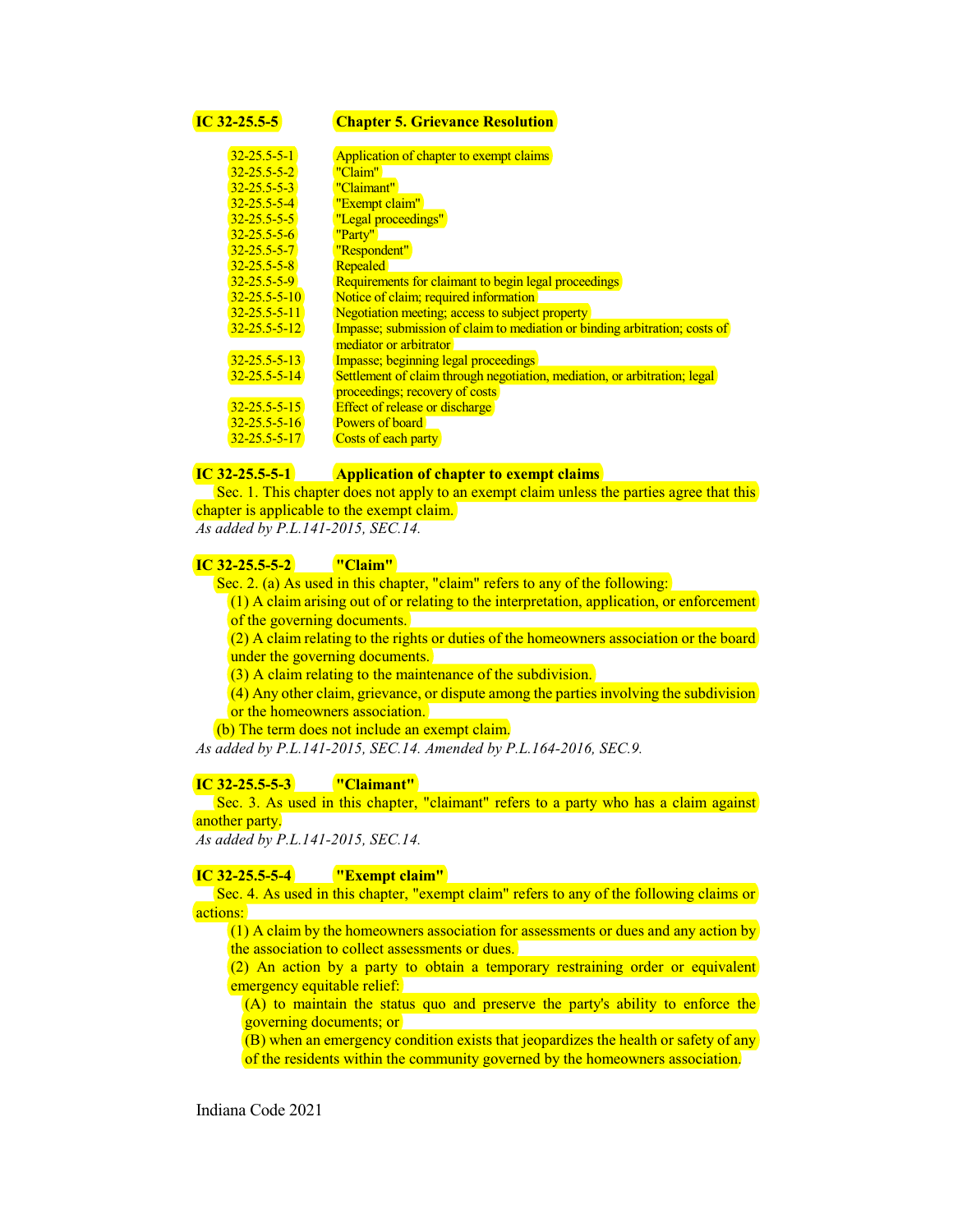# IC 32-25.5-5 Chapter 5. Grievance Resolution

| | |
|---|---|
| 32-25.5-5-1 | Application of chapter to exempt claims |
| 32-25.5-5-2 | "Claim" |
| 32-25.5-5-3 | "Claimant" |
| 32-25.5-5-4 | "Exempt claim" |
| 32-25.5-5-5 | "Legal proceedings" |
| 32-25.5-5-6 | "Party" |
| 32-25.5-5-7 | "Respondent" |
| 32-25.5-5-8 | Repealed |
| 32-25.5-5-9 | Requirements for claimant to begin legal proceedings |
| 32-25.5-5-10 | Notice of claim; required information |
| 32-25.5-5-11 | Negotiation meeting; access to subject property |
| 32-25.5-5-12 | Impasse; submission of claim to mediation or binding arbitration; costs of mediator or arbitrator |
| 32-25.5-5-13 | Impasse; beginning legal proceedings |
| 32-25.5-5-14 | Settlement of claim through negotiation, mediation, or arbitration; legal proceedings; recovery of costs |
| 32-25.5-5-15 | Effect of release or discharge |
| 32-25.5-5-16 | Powers of board |
| 32-25.5-5-17 | Costs of each party |

## IC 32-25.5-5-1 Application of chapter to exempt claims

Sec. 1. This chapter does not apply to an exempt claim unless the parties agree that this chapter is applicable to the exempt claim.

*As added by P.L.141-2015, SEC.14.*

## IC 32-25.5-5-2 "Claim"

Sec. 2. (a) As used in this chapter, "claim" refers to any of the following:

(1) A claim arising out of or relating to the interpretation, application, or enforcement of the governing documents.

(2) A claim relating to the rights or duties of the homeowners association or the board under the governing documents.

(3) A claim relating to the maintenance of the subdivision.

(4) Any other claim, grievance, or dispute among the parties involving the subdivision or the homeowners association.

(b) The term does not include an exempt claim.

*As added by P.L.141-2015, SEC.14. Amended by P.L.164-2016, SEC.9.*

## IC 32-25.5-5-3 "Claimant"

Sec. 3. As used in this chapter, "claimant" refers to a party who has a claim against another party.

*As added by P.L.141-2015, SEC.14.*

## IC 32-25.5-5-4 "Exempt claim"

Sec. 4. As used in this chapter, "exempt claim" refers to any of the following claims or actions:

(1) A claim by the homeowners association for assessments or dues and any action by the association to collect assessments or dues.

(2) An action by a party to obtain a temporary restraining order or equivalent emergency equitable relief:

(A) to maintain the status quo and preserve the party's ability to enforce the governing documents; or

(B) when an emergency condition exists that jeopardizes the health or safety of any of the residents within the community governed by the homeowners association.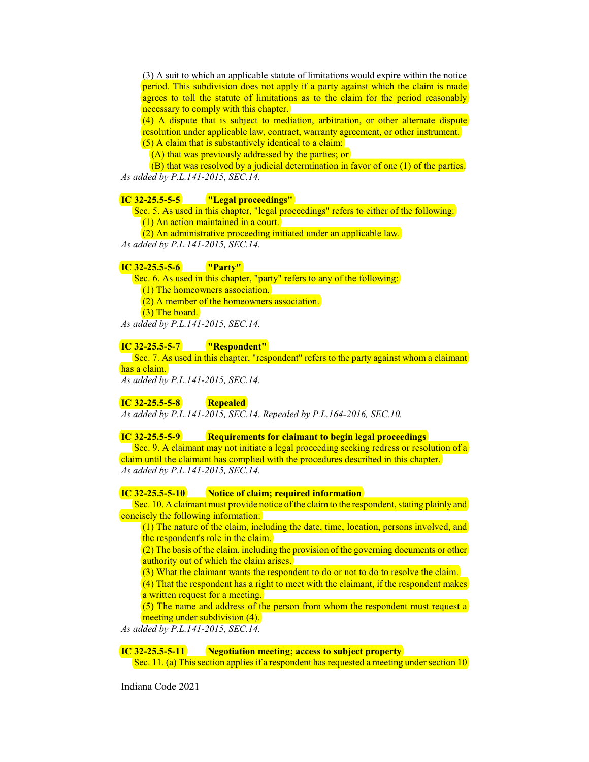(3) A suit to which an applicable statute of limitations would expire within the notice period. This subdivision does not apply if a party against which the claim is made agrees to toll the statute of limitations as to the claim for the period reasonably necessary to comply with this chapter.

(4) A dispute that is subject to mediation, arbitration, or other alternate dispute resolution under applicable law, contract, warranty agreement, or other instrument.

(5) A claim that is substantively identical to a claim:

(A) that was previously addressed by the parties; or

(B) that was resolved by a judicial determination in favor of one (1) of the parties.

*As added by P.L.141-2015, SEC.14.*

**IC 32-25.5-5-5 "Legal proceedings"**

Sec. 5. As used in this chapter, "legal proceedings" refers to either of the following:

(1) An action maintained in a court.

(2) An administrative proceeding initiated under an applicable law.

*As added by P.L.141-2015, SEC.14.*

**IC 32-25.5-5-6 "Party"**

Sec. 6. As used in this chapter, "party" refers to any of the following:

(1) The homeowners association.

(2) A member of the homeowners association.

(3) The board.

*As added by P.L.141-2015, SEC.14.*

**IC 32-25.5-5-7 "Respondent"**

Sec. 7. As used in this chapter, "respondent" refers to the party against whom a claimant has a claim.

*As added by P.L.141-2015, SEC.14.*

**IC 32-25.5-5-8 Repealed**

*As added by P.L.141-2015, SEC.14. Repealed by P.L.164-2016, SEC.10.*

**IC 32-25.5-5-9 Requirements for claimant to begin legal proceedings**

Sec. 9. A claimant may not initiate a legal proceeding seeking redress or resolution of a claim until the claimant has complied with the procedures described in this chapter.

*As added by P.L.141-2015, SEC.14.*

**IC 32-25.5-5-10 Notice of claim; required information**

Sec. 10. A claimant must provide notice of the claim to the respondent, stating plainly and concisely the following information:

(1) The nature of the claim, including the date, time, location, persons involved, and the respondent's role in the claim.

(2) The basis of the claim, including the provision of the governing documents or other authority out of which the claim arises.

(3) What the claimant wants the respondent to do or not to do to resolve the claim.

(4) That the respondent has a right to meet with the claimant, if the respondent makes a written request for a meeting.

(5) The name and address of the person from whom the respondent must request a meeting under subdivision (4).

*As added by P.L.141-2015, SEC.14.*

**IC 32-25.5-5-11 Negotiation meeting; access to subject property**

Sec. 11. (a) This section applies if a respondent has requested a meeting under section 10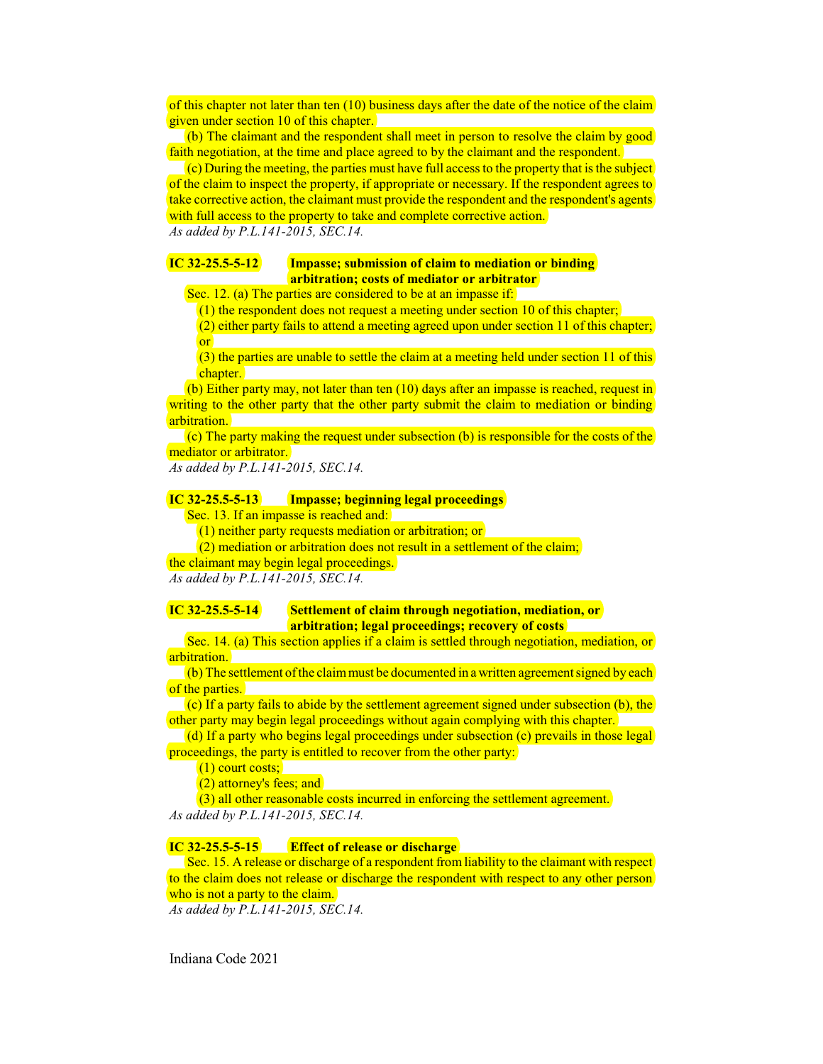of this chapter not later than ten (10) business days after the date of the notice of the claim given under section 10 of this chapter.

(b) The claimant and the respondent shall meet in person to resolve the claim by good faith negotiation, at the time and place agreed to by the claimant and the respondent.

(c) During the meeting, the parties must have full access to the property that is the subject of the claim to inspect the property, if appropriate or necessary. If the respondent agrees to take corrective action, the claimant must provide the respondent and the respondent's agents with full access to the property to take and complete corrective action.

*As added by P.L.141-2015, SEC.14.*

**IC 32-25.5-5-12 Impasse; submission of claim to mediation or binding arbitration; costs of mediator or arbitrator**

Sec. 12. (a) The parties are considered to be at an impasse if:

(1) the respondent does not request a meeting under section 10 of this chapter;

(2) either party fails to attend a meeting agreed upon under section 11 of this chapter; or

(3) the parties are unable to settle the claim at a meeting held under section 11 of this chapter.

(b) Either party may, not later than ten (10) days after an impasse is reached, request in writing to the other party that the other party submit the claim to mediation or binding arbitration.

(c) The party making the request under subsection (b) is responsible for the costs of the mediator or arbitrator.

*As added by P.L.141-2015, SEC.14.*

**IC 32-25.5-5-13 Impasse; beginning legal proceedings**

Sec. 13. If an impasse is reached and:

(1) neither party requests mediation or arbitration; or

(2) mediation or arbitration does not result in a settlement of the claim;

the claimant may begin legal proceedings.

*As added by P.L.141-2015, SEC.14.*

**IC 32-25.5-5-14 Settlement of claim through negotiation, mediation, or arbitration; legal proceedings; recovery of costs**

Sec. 14. (a) This section applies if a claim is settled through negotiation, mediation, or arbitration.

(b) The settlement of the claim must be documented in a written agreement signed by each of the parties.

(c) If a party fails to abide by the settlement agreement signed under subsection (b), the other party may begin legal proceedings without again complying with this chapter.

(d) If a party who begins legal proceedings under subsection (c) prevails in those legal proceedings, the party is entitled to recover from the other party:

(1) court costs;

(2) attorney's fees; and

(3) all other reasonable costs incurred in enforcing the settlement agreement.

*As added by P.L.141-2015, SEC.14.*

**IC 32-25.5-5-15 Effect of release or discharge**

Sec. 15. A release or discharge of a respondent from liability to the claimant with respect to the claim does not release or discharge the respondent with respect to any other person who is not a party to the claim.

*As added by P.L.141-2015, SEC.14.*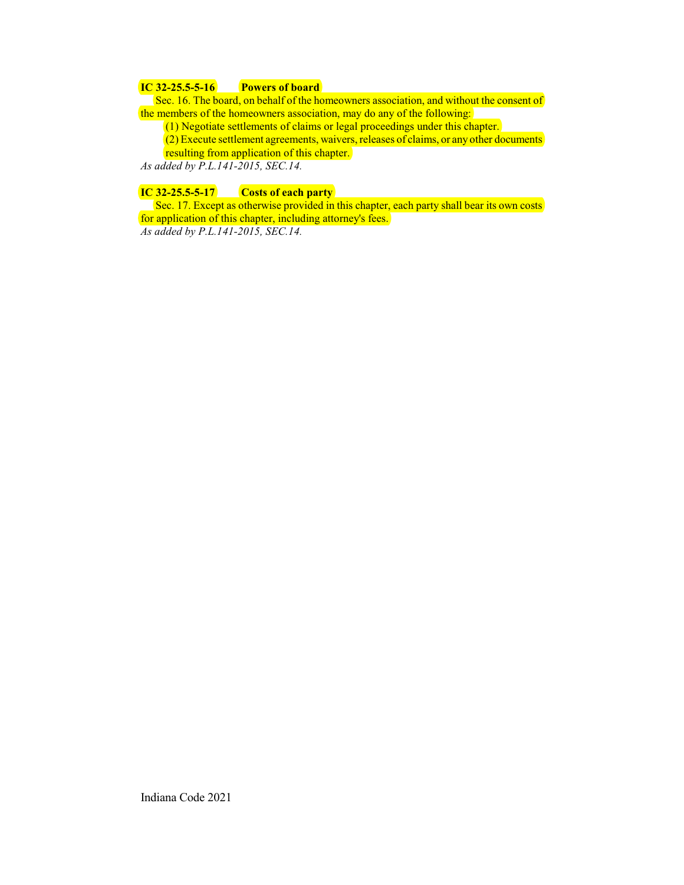**IC 32-25.5-5-16 Powers of board**

Sec. 16. The board, on behalf of the homeowners association, and without the consent of the members of the homeowners association, may do any of the following:

(1) Negotiate settlements of claims or legal proceedings under this chapter.

(2) Execute settlement agreements, waivers, releases of claims, or any other documents resulting from application of this chapter.

*As added by P.L.141-2015, SEC.14.*

**IC 32-25.5-5-17 Costs of each party**

Sec. 17. Except as otherwise provided in this chapter, each party shall bear its own costs for application of this chapter, including attorney's fees.

*As added by P.L.141-2015, SEC.14.*